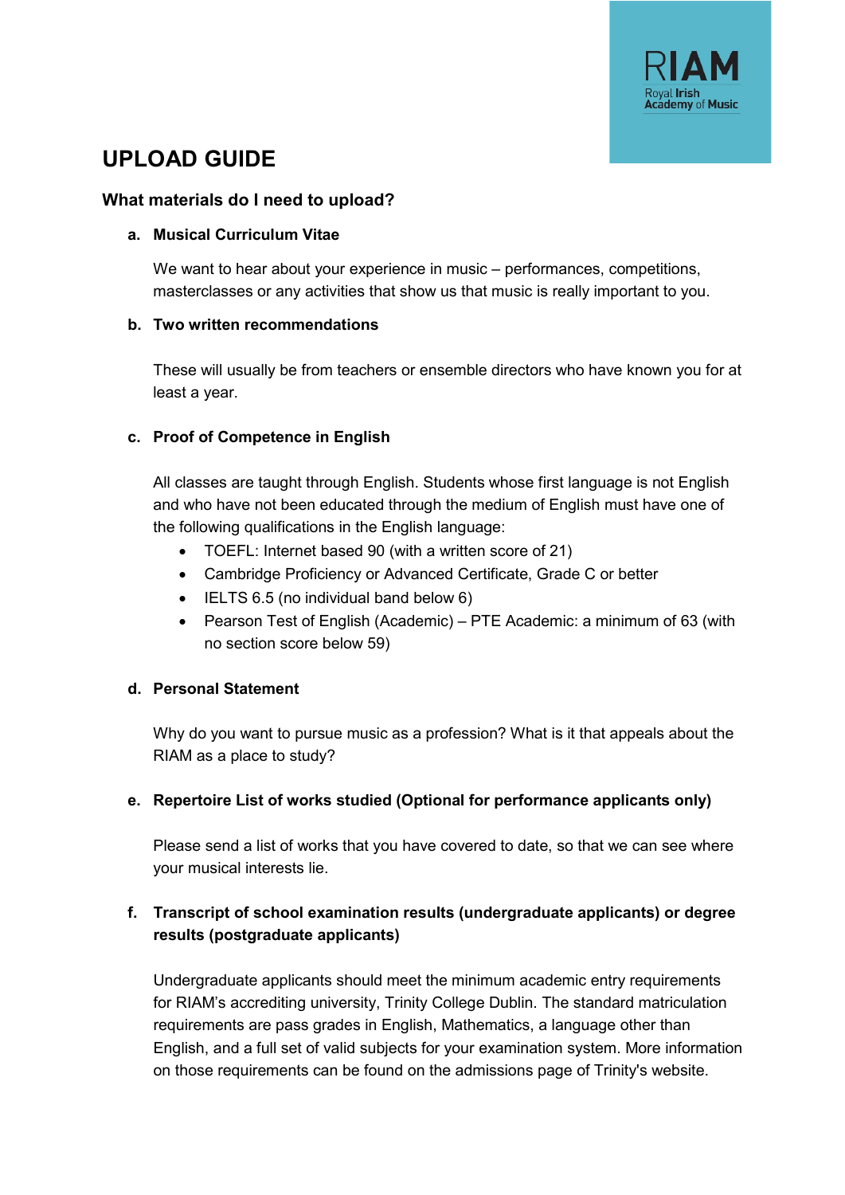RIAM
Royal Irish Academy of Music

# UPLOAD GUIDE

## What materials do I need to upload?

**a. Musical Curriculum Vitae**

We want to hear about your experience in music – performances, competitions, masterclasses or any activities that show us that music is really important to you.

**b. Two written recommendations**

These will usually be from teachers or ensemble directors who have known you for at least a year.

**c. Proof of Competence in English**

All classes are taught through English. Students whose first language is not English and who have not been educated through the medium of English must have one of the following qualifications in the English language:

- TOEFL: Internet based 90 (with a written score of 21)
- Cambridge Proficiency or Advanced Certificate, Grade C or better
- IELTS 6.5 (no individual band below 6)
- Pearson Test of English (Academic) – PTE Academic: a minimum of 63 (with no section score below 59)

**d. Personal Statement**

Why do you want to pursue music as a profession? What is it that appeals about the RIAM as a place to study?

**e. Repertoire List of works studied (Optional for performance applicants only)**

Please send a list of works that you have covered to date, so that we can see where your musical interests lie.

**f. Transcript of school examination results (undergraduate applicants) or degree results (postgraduate applicants)**

Undergraduate applicants should meet the minimum academic entry requirements for RIAM's accrediting university, Trinity College Dublin. The standard matriculation requirements are pass grades in English, Mathematics, a language other than English, and a full set of valid subjects for your examination system. More information on those requirements can be found on the admissions page of Trinity's website.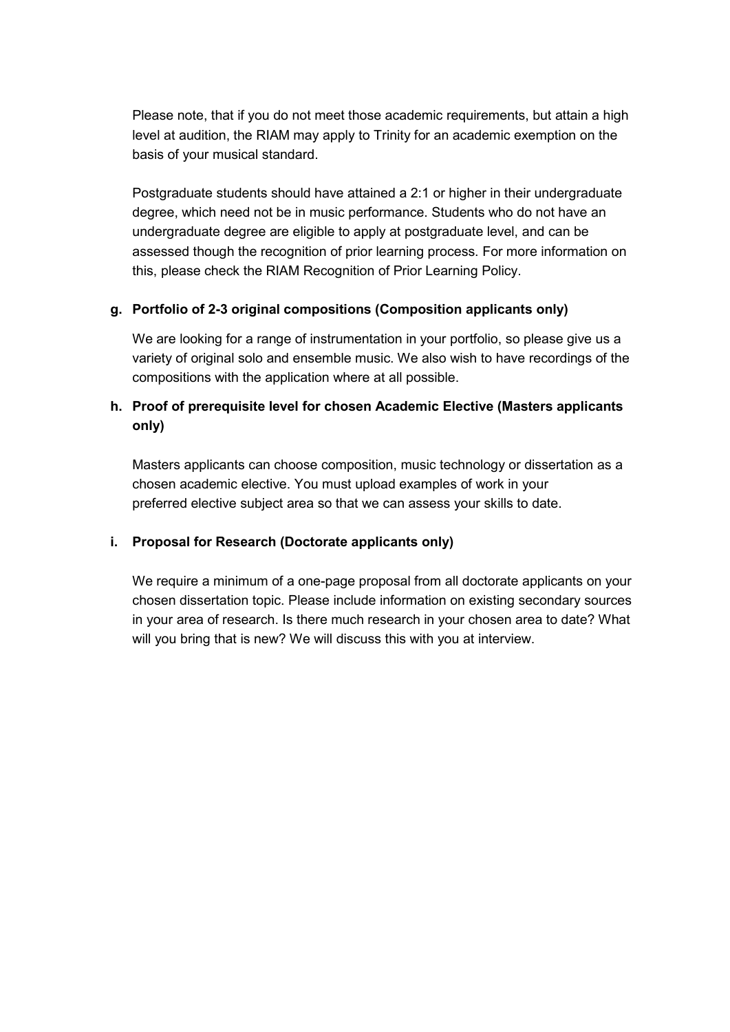Please note, that if you do not meet those academic requirements, but attain a high level at audition, the RIAM may apply to Trinity for an academic exemption on the basis of your musical standard.

Postgraduate students should have attained a 2:1 or higher in their undergraduate degree, which need not be in music performance. Students who do not have an undergraduate degree are eligible to apply at postgraduate level, and can be assessed though the recognition of prior learning process. For more information on this, please check the RIAM Recognition of Prior Learning Policy.

**g. Portfolio of 2-3 original compositions (Composition applicants only)**

We are looking for a range of instrumentation in your portfolio, so please give us a variety of original solo and ensemble music. We also wish to have recordings of the compositions with the application where at all possible.

**h. Proof of prerequisite level for chosen Academic Elective (Masters applicants only)**

Masters applicants can choose composition, music technology or dissertation as a chosen academic elective. You must upload examples of work in your preferred elective subject area so that we can assess your skills to date.

**i. Proposal for Research (Doctorate applicants only)**

We require a minimum of a one-page proposal from all doctorate applicants on your chosen dissertation topic. Please include information on existing secondary sources in your area of research. Is there much research in your chosen area to date? What will you bring that is new? We will discuss this with you at interview.